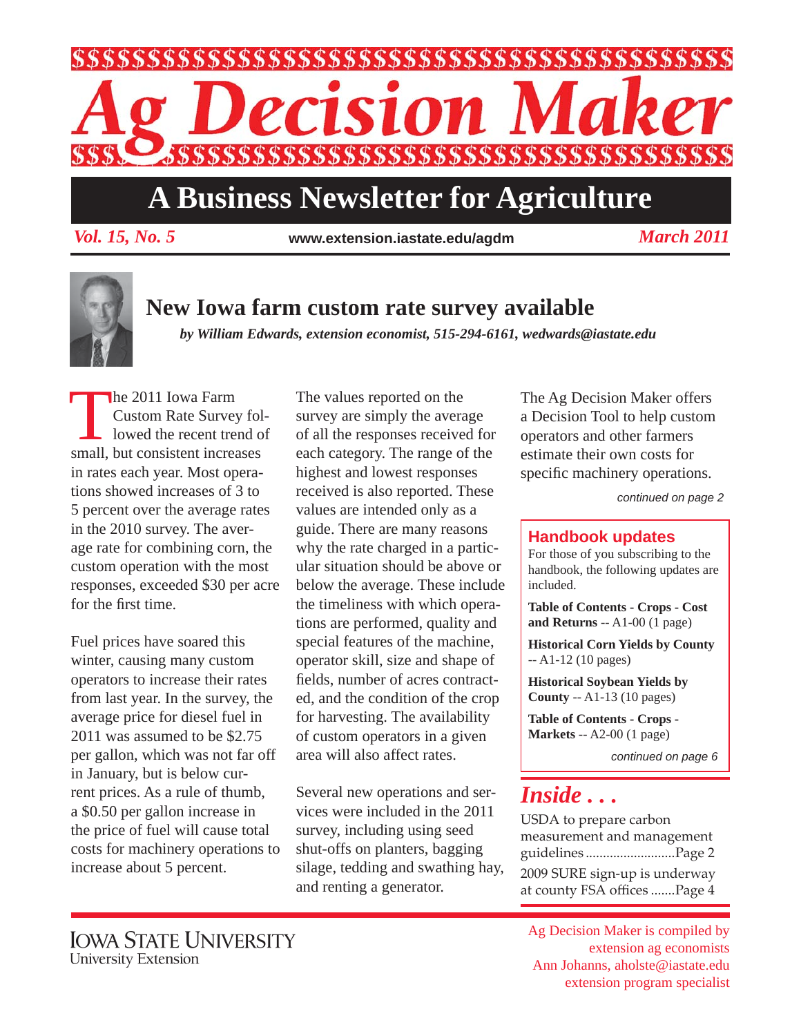# Ag Decision Maker

## A Business Newsletter for Agriculture

*Vol. 15, No. 5* www.extension.iastate.edu/agdm *March 2011*

## New Iowa farm custom rate survey available

***by William Edwards, extension economist, 515-294-6161, wedwards@iastate.edu***

The 2011 Iowa Farm Custom Rate Survey followed the recent trend of small, but consistent increases in rates each year. Most operations showed increases of 3 to 5 percent over the average rates in the 2010 survey. The average rate for combining corn, the custom operation with the most responses, exceeded $30 per acre for the first time.

Fuel prices have soared this winter, causing many custom operators to increase their rates from last year. In the survey, the average price for diesel fuel in 2011 was assumed to be $2.75 per gallon, which was not far off in January, but is below current prices. As a rule of thumb, a $0.50 per gallon increase in the price of fuel will cause total costs for machinery operations to increase about 5 percent.

The values reported on the survey are simply the average of all the responses received for each category. The range of the highest and lowest responses received is also reported. These values are intended only as a guide. There are many reasons why the rate charged in a particular situation should be above or below the average. These include the timeliness with which operations are performed, quality and special features of the machine, operator skill, size and shape of fields, number of acres contracted, and the condition of the crop for harvesting. The availability of custom operators in a given area will also affect rates.

Several new operations and services were included in the 2011 survey, including using seed shut-offs on planters, bagging silage, tedding and swathing hay, and renting a generator.

The Ag Decision Maker offers a Decision Tool to help custom operators and other farmers estimate their own costs for specific machinery operations.

*continued on page 2*

### Handbook updates

For those of you subscribing to the handbook, the following updates are included.

**Table of Contents - Crops - Cost and Returns** -- A1-00 (1 page)

**Historical Corn Yields by County** -- A1-12 (10 pages)

**Historical Soybean Yields by County** -- A1-13 (10 pages)

**Table of Contents - Crops - Markets** -- A2-00 (1 page)

*continued on page 6*

### *Inside . . .*

USDA to prepare carbon measurement and management guidelines .......................... Page 2

2009 SURE sign-up is underway at county FSA offices ....... Page 4

Iowa State University
University Extension

Ag Decision Maker is compiled by extension ag economists
Ann Johanns, aholste@iastate.edu
extension program specialist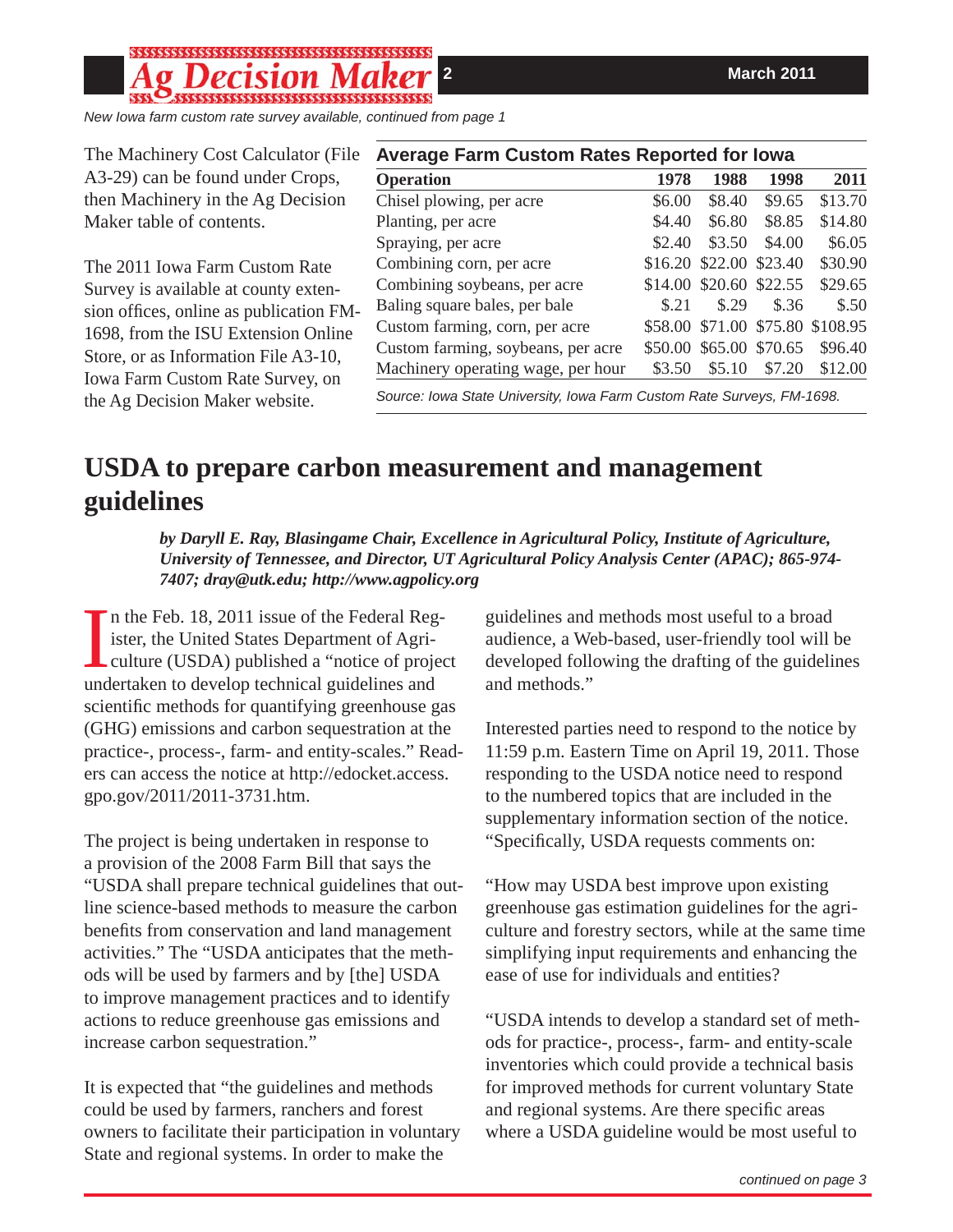*New Iowa farm custom rate survey available, continued from page 1*

The Machinery Cost Calculator (File A3-29) can be found under Crops, then Machinery in the Ag Decision Maker table of contents.

The 2011 Iowa Farm Custom Rate Survey is available at county extension offices, online as publication FM-1698, from the ISU Extension Online Store, or as Information File A3-10, Iowa Farm Custom Rate Survey, on the Ag Decision Maker website.

**Average Farm Custom Rates Reported for Iowa**

| Operation | 1978 | 1988 | 1998 | 2011 |
|---|---|---|---|---|
| Chisel plowing, per acre | $6.00 | $8.40 | $9.65 | $13.70 |
| Planting, per acre | $4.40 | $6.80 | $8.85 | $14.80 |
| Spraying, per acre | $2.40 | $3.50 | $4.00 | $6.05 |
| Combining corn, per acre | $16.20 | $22.00 | $23.40 | $30.90 |
| Combining soybeans, per acre | $14.00 | $20.60 | $22.55 | $29.65 |
| Baling square bales, per bale | $.21 | $.29 | $.36 | $.50 |
| Custom farming, corn, per acre | $58.00 | $71.00 | $75.80 | $108.95 |
| Custom farming, soybeans, per acre | $50.00 | $65.00 | $70.65 | $96.40 |
| Machinery operating wage, per hour | $3.50 | $5.10 | $7.20 | $12.00 |

*Source: Iowa State University, Iowa Farm Custom Rate Surveys, FM-1698.*

# USDA to prepare carbon measurement and management guidelines

***by Daryll E. Ray, Blasingame Chair, Excellence in Agricultural Policy, Institute of Agriculture, University of Tennessee, and Director, UT Agricultural Policy Analysis Center (APAC); 865-974-7407; dray@utk.edu; http://www.agpolicy.org***

In the Feb. 18, 2011 issue of the Federal Register, the United States Department of Agriculture (USDA) published a "notice of project undertaken to develop technical guidelines and scientific methods for quantifying greenhouse gas (GHG) emissions and carbon sequestration at the practice-, process-, farm- and entity-scales." Readers can access the notice at http://edocket.access.gpo.gov/2011/2011-3731.htm.

The project is being undertaken in response to a provision of the 2008 Farm Bill that says the "USDA shall prepare technical guidelines that outline science-based methods to measure the carbon benefits from conservation and land management activities." The "USDA anticipates that the methods will be used by farmers and by [the] USDA to improve management practices and to identify actions to reduce greenhouse gas emissions and increase carbon sequestration."

It is expected that "the guidelines and methods could be used by farmers, ranchers and forest owners to facilitate their participation in voluntary State and regional systems. In order to make the guidelines and methods most useful to a broad audience, a Web-based, user-friendly tool will be developed following the drafting of the guidelines and methods."

Interested parties need to respond to the notice by 11:59 p.m. Eastern Time on April 19, 2011. Those responding to the USDA notice need to respond to the numbered topics that are included in the supplementary information section of the notice. "Specifically, USDA requests comments on:

"How may USDA best improve upon existing greenhouse gas estimation guidelines for the agriculture and forestry sectors, while at the same time simplifying input requirements and enhancing the ease of use for individuals and entities?

"USDA intends to develop a standard set of methods for practice-, process-, farm- and entity-scale inventories which could provide a technical basis for improved methods for current voluntary State and regional systems. Are there specific areas where a USDA guideline would be most useful to

*continued on page 3*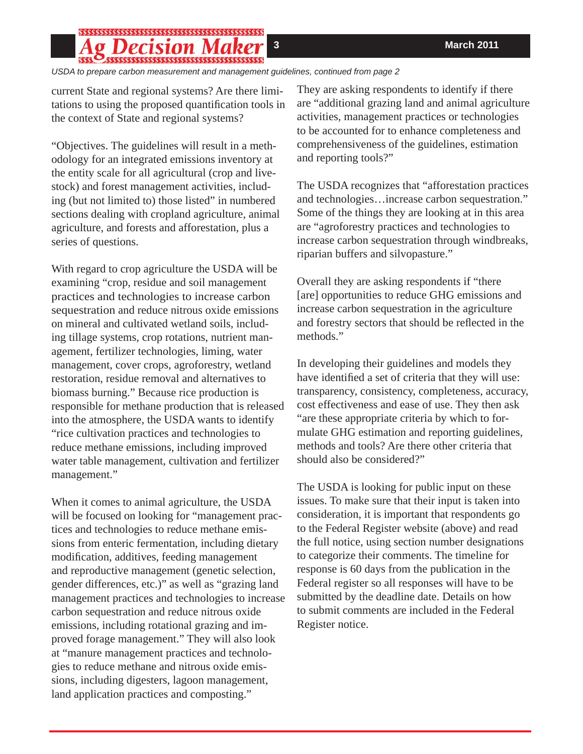*USDA to prepare carbon measurement and management guidelines, continued from page 2*

current State and regional systems? Are there limitations to using the proposed quantification tools in the context of State and regional systems?

"Objectives. The guidelines will result in a methodology for an integrated emissions inventory at the entity scale for all agricultural (crop and livestock) and forest management activities, including (but not limited to) those listed" in numbered sections dealing with cropland agriculture, animal agriculture, and forests and afforestation, plus a series of questions.

With regard to crop agriculture the USDA will be examining "crop, residue and soil management practices and technologies to increase carbon sequestration and reduce nitrous oxide emissions on mineral and cultivated wetland soils, including tillage systems, crop rotations, nutrient management, fertilizer technologies, liming, water management, cover crops, agroforestry, wetland restoration, residue removal and alternatives to biomass burning." Because rice production is responsible for methane production that is released into the atmosphere, the USDA wants to identify "rice cultivation practices and technologies to reduce methane emissions, including improved water table management, cultivation and fertilizer management."

When it comes to animal agriculture, the USDA will be focused on looking for "management practices and technologies to reduce methane emissions from enteric fermentation, including dietary modification, additives, feeding management and reproductive management (genetic selection, gender differences, etc.)" as well as "grazing land management practices and technologies to increase carbon sequestration and reduce nitrous oxide emissions, including rotational grazing and improved forage management." They will also look at "manure management practices and technologies to reduce methane and nitrous oxide emissions, including digesters, lagoon management, land application practices and composting."

They are asking respondents to identify if there are "additional grazing land and animal agriculture activities, management practices or technologies to be accounted for to enhance completeness and comprehensiveness of the guidelines, estimation and reporting tools?"

The USDA recognizes that "afforestation practices and technologies…increase carbon sequestration." Some of the things they are looking at in this area are "agroforestry practices and technologies to increase carbon sequestration through windbreaks, riparian buffers and silvopasture."

Overall they are asking respondents if "there [are] opportunities to reduce GHG emissions and increase carbon sequestration in the agriculture and forestry sectors that should be reflected in the methods."

In developing their guidelines and models they have identified a set of criteria that they will use: transparency, consistency, completeness, accuracy, cost effectiveness and ease of use. They then ask "are these appropriate criteria by which to formulate GHG estimation and reporting guidelines, methods and tools? Are there other criteria that should also be considered?"

The USDA is looking for public input on these issues. To make sure that their input is taken into consideration, it is important that respondents go to the Federal Register website (above) and read the full notice, using section number designations to categorize their comments. The timeline for response is 60 days from the publication in the Federal register so all responses will have to be submitted by the deadline date. Details on how to submit comments are included in the Federal Register notice.